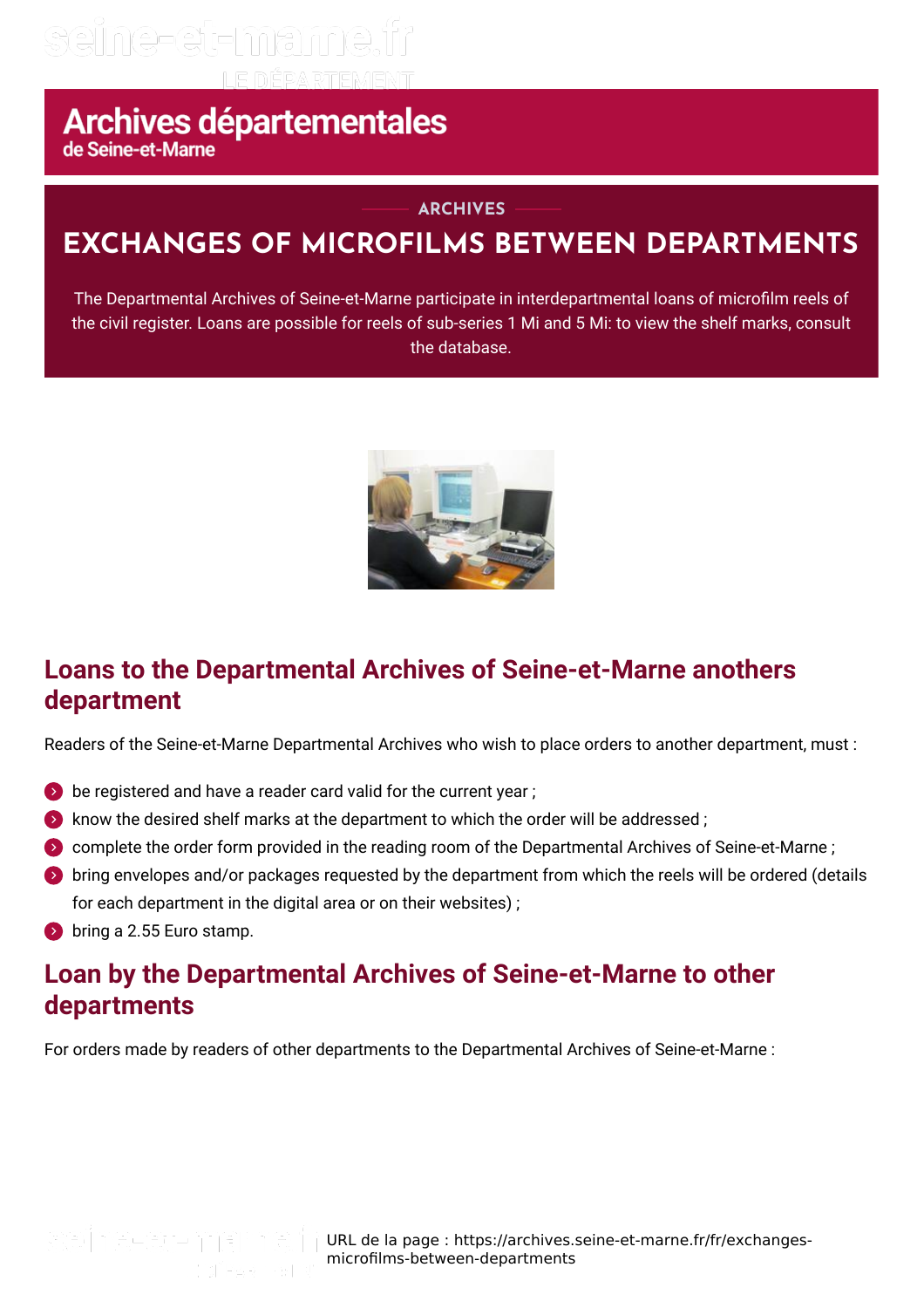# Archives départementales
de Seine-et-Marne

ARCHIVES

## EXCHANGES OF MICROFILMS BETWEEN DEPARTMENTS

The Departmental Archives of Seine-et-Marne participate in interdepartmental loans of microfilm reels of the civil register. Loans are possible for reels of sub-series 1 Mi and 5 Mi: to view the shelf marks, consult the database.

## Loans to the Departmental Archives of Seine-et-Marne anothers department

Readers of the Seine-et-Marne Departmental Archives who wish to place orders to another department, must :

- be registered and have a reader card valid for the current year ;
- know the desired shelf marks at the department to which the order will be addressed ;
- complete the order form provided in the reading room of the Departmental Archives of Seine-et-Marne ;
- bring envelopes and/or packages requested by the department from which the reels will be ordered (details for each department in the digital area or on their websites) ;
- bring a 2.55 Euro stamp.

## Loan by the Departmental Archives of Seine-et-Marne to other departments

For orders made by readers of other departments to the Departmental Archives of Seine-et-Marne :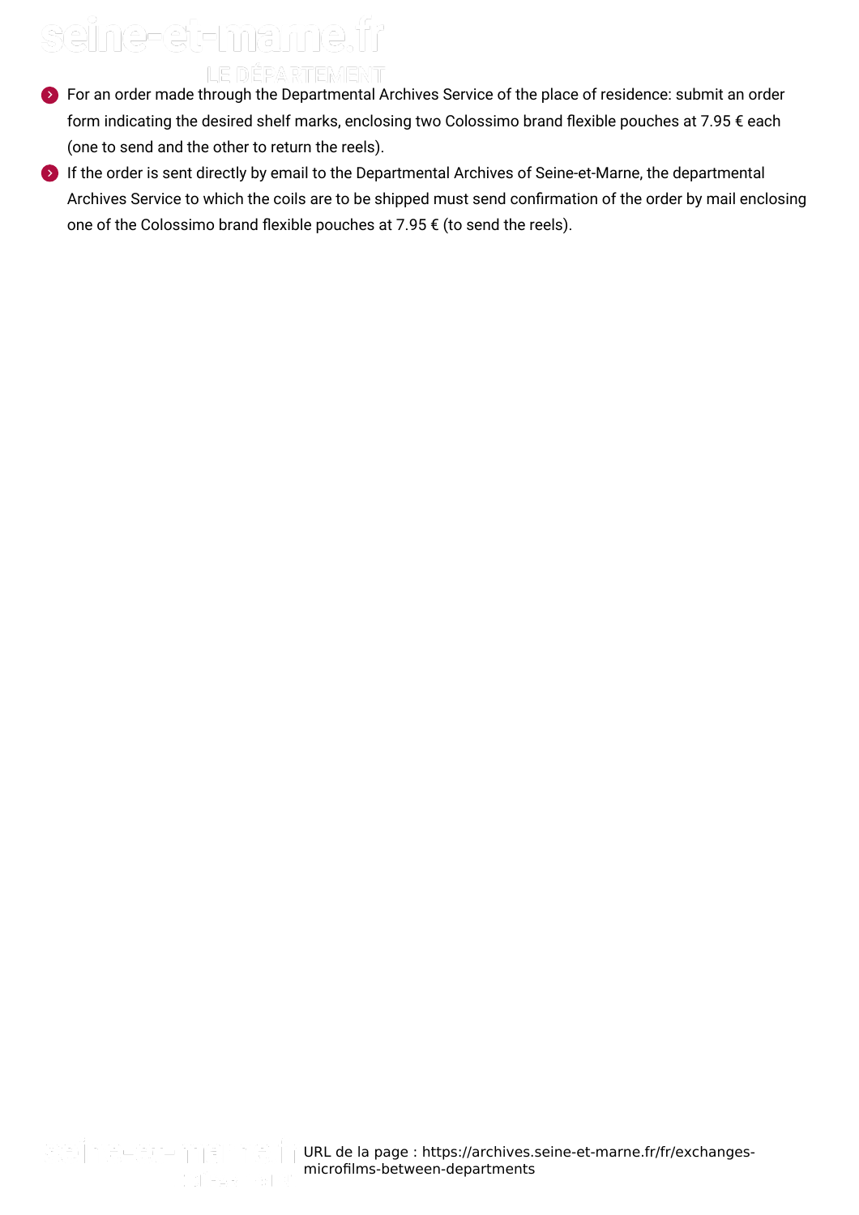- For an order made through the Departmental Archives Service of the place of residence: submit an order form indicating the desired shelf marks, enclosing two Colossimo brand flexible pouches at 7.95 € each (one to send and the other to return the reels).
- If the order is sent directly by email to the Departmental Archives of Seine-et-Marne, the departmental Archives Service to which the coils are to be shipped must send confirmation of the order by mail enclosing one of the Colossimo brand flexible pouches at 7.95 € (to send the reels).